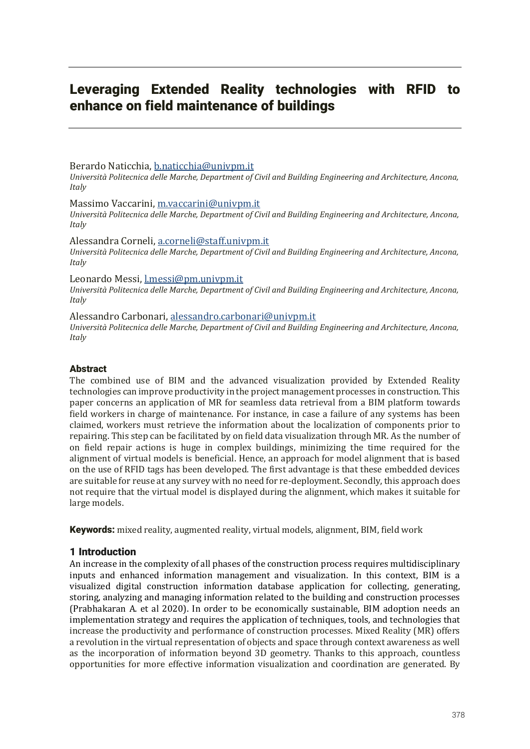# Leveraging Extended Reality technologies with RFID to enhance on field maintenance of buildings

Berardo Naticchia, b.naticchia@univpm.it
*Università Politecnica delle Marche, Department of Civil and Building Engineering and Architecture, Ancona, Italy*

Massimo Vaccarini, m.vaccarini@univpm.it
*Università Politecnica delle Marche, Department of Civil and Building Engineering and Architecture, Ancona, Italy*

Alessandra Corneli, a.corneli@staff.univpm.it
*Università Politecnica delle Marche, Department of Civil and Building Engineering and Architecture, Ancona, Italy*

Leonardo Messi, l.messi@pm.univpm.it
*Università Politecnica delle Marche, Department of Civil and Building Engineering and Architecture, Ancona, Italy*

Alessandro Carbonari, alessandro.carbonari@univpm.it
*Università Politecnica delle Marche, Department of Civil and Building Engineering and Architecture, Ancona, Italy*

## Abstract

The combined use of BIM and the advanced visualization provided by Extended Reality technologies can improve productivity in the project management processes in construction. This paper concerns an application of MR for seamless data retrieval from a BIM platform towards field workers in charge of maintenance. For instance, in case a failure of any systems has been claimed, workers must retrieve the information about the localization of components prior to repairing. This step can be facilitated by on field data visualization through MR. As the number of on field repair actions is huge in complex buildings, minimizing the time required for the alignment of virtual models is beneficial. Hence, an approach for model alignment that is based on the use of RFID tags has been developed. The first advantage is that these embedded devices are suitable for reuse at any survey with no need for re-deployment. Secondly, this approach does not require that the virtual model is displayed during the alignment, which makes it suitable for large models.

**Keywords:** mixed reality, augmented reality, virtual models, alignment, BIM, field work

## 1 Introduction

An increase in the complexity of all phases of the construction process requires multidisciplinary inputs and enhanced information management and visualization. In this context, BIM is a visualized digital construction information database application for collecting, generating, storing, analyzing and managing information related to the building and construction processes (Prabhakaran A. et al 2020). In order to be economically sustainable, BIM adoption needs an implementation strategy and requires the application of techniques, tools, and technologies that increase the productivity and performance of construction processes. Mixed Reality (MR) offers a revolution in the virtual representation of objects and space through context awareness as well as the incorporation of information beyond 3D geometry. Thanks to this approach, countless opportunities for more effective information visualization and coordination are generated. By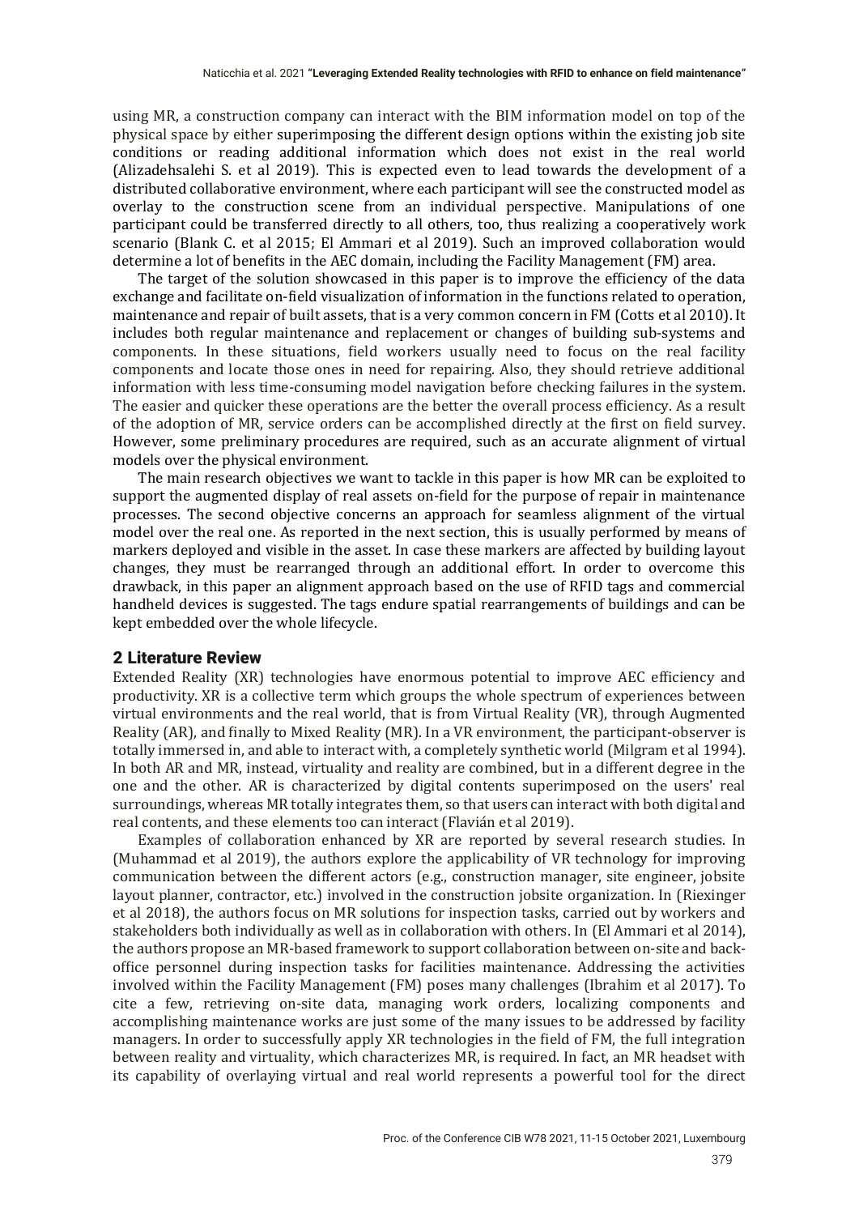using MR, a construction company can interact with the BIM information model on top of the physical space by either superimposing the different design options within the existing job site conditions or reading additional information which does not exist in the real world (Alizadehsalehi S. et al 2019). This is expected even to lead towards the development of a distributed collaborative environment, where each participant will see the constructed model as overlay to the construction scene from an individual perspective. Manipulations of one participant could be transferred directly to all others, too, thus realizing a cooperatively work scenario (Blank C. et al 2015; El Ammari et al 2019). Such an improved collaboration would determine a lot of benefits in the AEC domain, including the Facility Management (FM) area.

The target of the solution showcased in this paper is to improve the efficiency of the data exchange and facilitate on-field visualization of information in the functions related to operation, maintenance and repair of built assets, that is a very common concern in FM (Cotts et al 2010). It includes both regular maintenance and replacement or changes of building sub-systems and components. In these situations, field workers usually need to focus on the real facility components and locate those ones in need for repairing. Also, they should retrieve additional information with less time-consuming model navigation before checking failures in the system. The easier and quicker these operations are the better the overall process efficiency. As a result of the adoption of MR, service orders can be accomplished directly at the first on field survey. However, some preliminary procedures are required, such as an accurate alignment of virtual models over the physical environment.

The main research objectives we want to tackle in this paper is how MR can be exploited to support the augmented display of real assets on-field for the purpose of repair in maintenance processes. The second objective concerns an approach for seamless alignment of the virtual model over the real one. As reported in the next section, this is usually performed by means of markers deployed and visible in the asset. In case these markers are affected by building layout changes, they must be rearranged through an additional effort. In order to overcome this drawback, in this paper an alignment approach based on the use of RFID tags and commercial handheld devices is suggested. The tags endure spatial rearrangements of buildings and can be kept embedded over the whole lifecycle.

## 2 Literature Review

Extended Reality (XR) technologies have enormous potential to improve AEC efficiency and productivity. XR is a collective term which groups the whole spectrum of experiences between virtual environments and the real world, that is from Virtual Reality (VR), through Augmented Reality (AR), and finally to Mixed Reality (MR). In a VR environment, the participant-observer is totally immersed in, and able to interact with, a completely synthetic world (Milgram et al 1994). In both AR and MR, instead, virtuality and reality are combined, but in a different degree in the one and the other. AR is characterized by digital contents superimposed on the users' real surroundings, whereas MR totally integrates them, so that users can interact with both digital and real contents, and these elements too can interact (Flavián et al 2019).

Examples of collaboration enhanced by XR are reported by several research studies. In (Muhammad et al 2019), the authors explore the applicability of VR technology for improving communication between the different actors (e.g., construction manager, site engineer, jobsite layout planner, contractor, etc.) involved in the construction jobsite organization. In (Riexinger et al 2018), the authors focus on MR solutions for inspection tasks, carried out by workers and stakeholders both individually as well as in collaboration with others. In (El Ammari et al 2014), the authors propose an MR-based framework to support collaboration between on-site and back-office personnel during inspection tasks for facilities maintenance. Addressing the activities involved within the Facility Management (FM) poses many challenges (Ibrahim et al 2017). To cite a few, retrieving on-site data, managing work orders, localizing components and accomplishing maintenance works are just some of the many issues to be addressed by facility managers. In order to successfully apply XR technologies in the field of FM, the full integration between reality and virtuality, which characterizes MR, is required. In fact, an MR headset with its capability of overlaying virtual and real world represents a powerful tool for the direct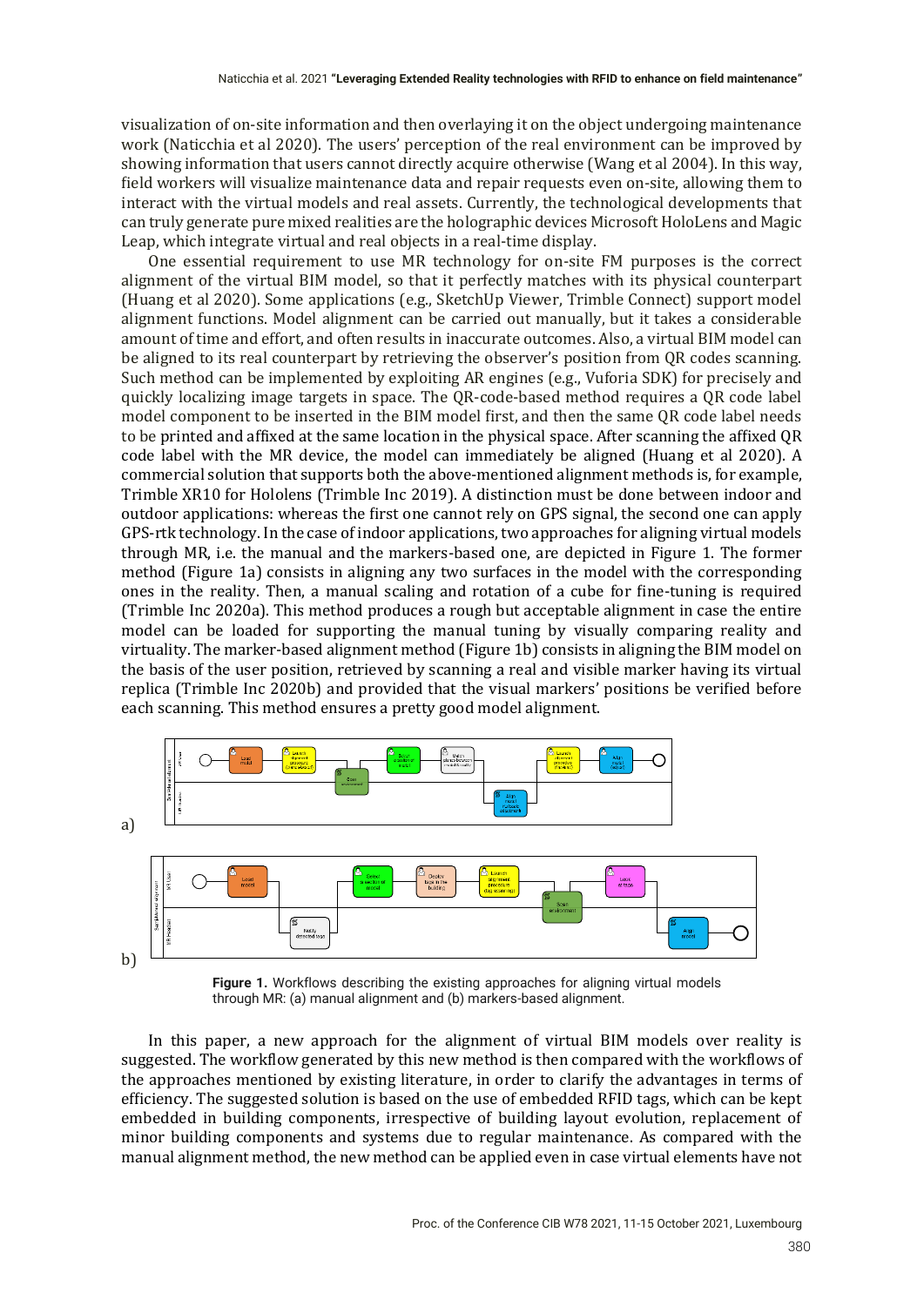visualization of on-site information and then overlaying it on the object undergoing maintenance work (Naticchia et al 2020). The users' perception of the real environment can be improved by showing information that users cannot directly acquire otherwise (Wang et al 2004). In this way, field workers will visualize maintenance data and repair requests even on-site, allowing them to interact with the virtual models and real assets. Currently, the technological developments that can truly generate pure mixed realities are the holographic devices Microsoft HoloLens and Magic Leap, which integrate virtual and real objects in a real-time display.

One essential requirement to use MR technology for on-site FM purposes is the correct alignment of the virtual BIM model, so that it perfectly matches with its physical counterpart (Huang et al 2020). Some applications (e.g., SketchUp Viewer, Trimble Connect) support model alignment functions. Model alignment can be carried out manually, but it takes a considerable amount of time and effort, and often results in inaccurate outcomes. Also, a virtual BIM model can be aligned to its real counterpart by retrieving the observer's position from QR codes scanning. Such method can be implemented by exploiting AR engines (e.g., Vuforia SDK) for precisely and quickly localizing image targets in space. The QR-code-based method requires a QR code label model component to be inserted in the BIM model first, and then the same QR code label needs to be printed and affixed at the same location in the physical space. After scanning the affixed QR code label with the MR device, the model can immediately be aligned (Huang et al 2020). A commercial solution that supports both the above-mentioned alignment methods is, for example, Trimble XR10 for Hololens (Trimble Inc 2019). A distinction must be done between indoor and outdoor applications: whereas the first one cannot rely on GPS signal, the second one can apply GPS-rtk technology. In the case of indoor applications, two approaches for aligning virtual models through MR, i.e. the manual and the markers-based one, are depicted in Figure 1. The former method (Figure 1a) consists in aligning any two surfaces in the model with the corresponding ones in the reality. Then, a manual scaling and rotation of a cube for fine-tuning is required (Trimble Inc 2020a). This method produces a rough but acceptable alignment in case the entire model can be loaded for supporting the manual tuning by visually comparing reality and virtuality. The marker-based alignment method (Figure 1b) consists in aligning the BIM model on the basis of the user position, retrieved by scanning a real and visible marker having its virtual replica (Trimble Inc 2020b) and provided that the visual markers' positions be verified before each scanning. This method ensures a pretty good model alignment.

**Figure 1.** Workflows describing the existing approaches for aligning virtual models through MR: (a) manual alignment and (b) markers-based alignment.

In this paper, a new approach for the alignment of virtual BIM models over reality is suggested. The workflow generated by this new method is then compared with the workflows of the approaches mentioned by existing literature, in order to clarify the advantages in terms of efficiency. The suggested solution is based on the use of embedded RFID tags, which can be kept embedded in building components, irrespective of building layout evolution, replacement of minor building components and systems due to regular maintenance. As compared with the manual alignment method, the new method can be applied even in case virtual elements have not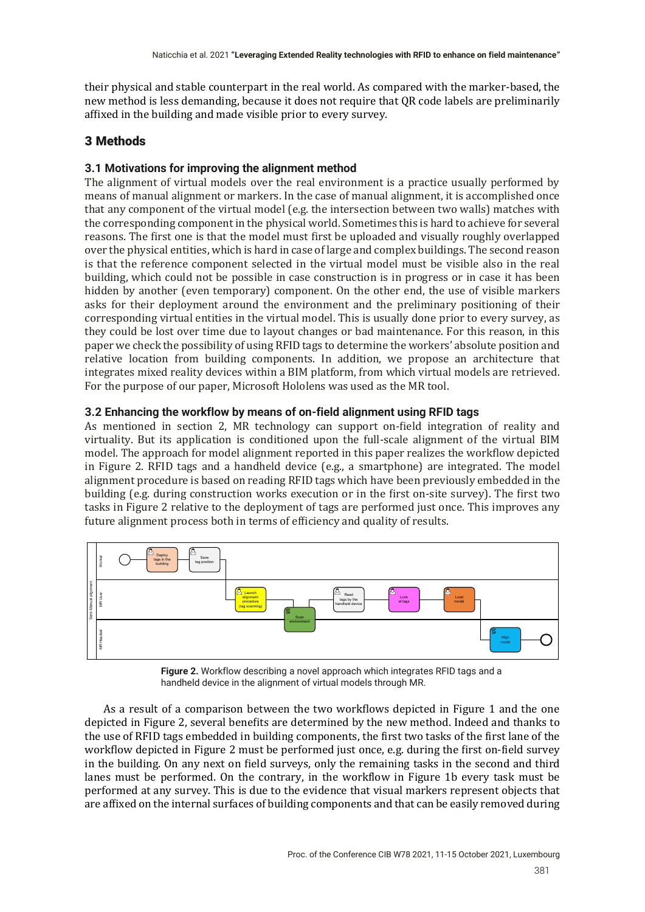their physical and stable counterpart in the real world. As compared with the marker-based, the new method is less demanding, because it does not require that QR code labels are preliminarily affixed in the building and made visible prior to every survey.

## 3 Methods

### 3.1 Motivations for improving the alignment method

The alignment of virtual models over the real environment is a practice usually performed by means of manual alignment or markers. In the case of manual alignment, it is accomplished once that any component of the virtual model (e.g. the intersection between two walls) matches with the corresponding component in the physical world. Sometimes this is hard to achieve for several reasons. The first one is that the model must first be uploaded and visually roughly overlapped over the physical entities, which is hard in case of large and complex buildings. The second reason is that the reference component selected in the virtual model must be visible also in the real building, which could not be possible in case construction is in progress or in case it has been hidden by another (even temporary) component. On the other end, the use of visible markers asks for their deployment around the environment and the preliminary positioning of their corresponding virtual entities in the virtual model. This is usually done prior to every survey, as they could be lost over time due to layout changes or bad maintenance. For this reason, in this paper we check the possibility of using RFID tags to determine the workers' absolute position and relative location from building components. In addition, we propose an architecture that integrates mixed reality devices within a BIM platform, from which virtual models are retrieved. For the purpose of our paper, Microsoft Hololens was used as the MR tool.

### 3.2 Enhancing the workflow by means of on-field alignment using RFID tags

As mentioned in section 2, MR technology can support on-field integration of reality and virtuality. But its application is conditioned upon the full-scale alignment of the virtual BIM model. The approach for model alignment reported in this paper realizes the workflow depicted in Figure 2. RFID tags and a handheld device (e.g., a smartphone) are integrated. The model alignment procedure is based on reading RFID tags which have been previously embedded in the building (e.g. during construction works execution or in the first on-site survey). The first two tasks in Figure 2 relative to the deployment of tags are performed just once. This improves any future alignment process both in terms of efficiency and quality of results.

**Figure 2.** Workflow describing a novel approach which integrates RFID tags and a handheld device in the alignment of virtual models through MR.

As a result of a comparison between the two workflows depicted in Figure 1 and the one depicted in Figure 2, several benefits are determined by the new method. Indeed and thanks to the use of RFID tags embedded in building components, the first two tasks of the first lane of the workflow depicted in Figure 2 must be performed just once, e.g. during the first on-field survey in the building. On any next on field surveys, only the remaining tasks in the second and third lanes must be performed. On the contrary, in the workflow in Figure 1b every task must be performed at any survey. This is due to the evidence that visual markers represent objects that are affixed on the internal surfaces of building components and that can be easily removed during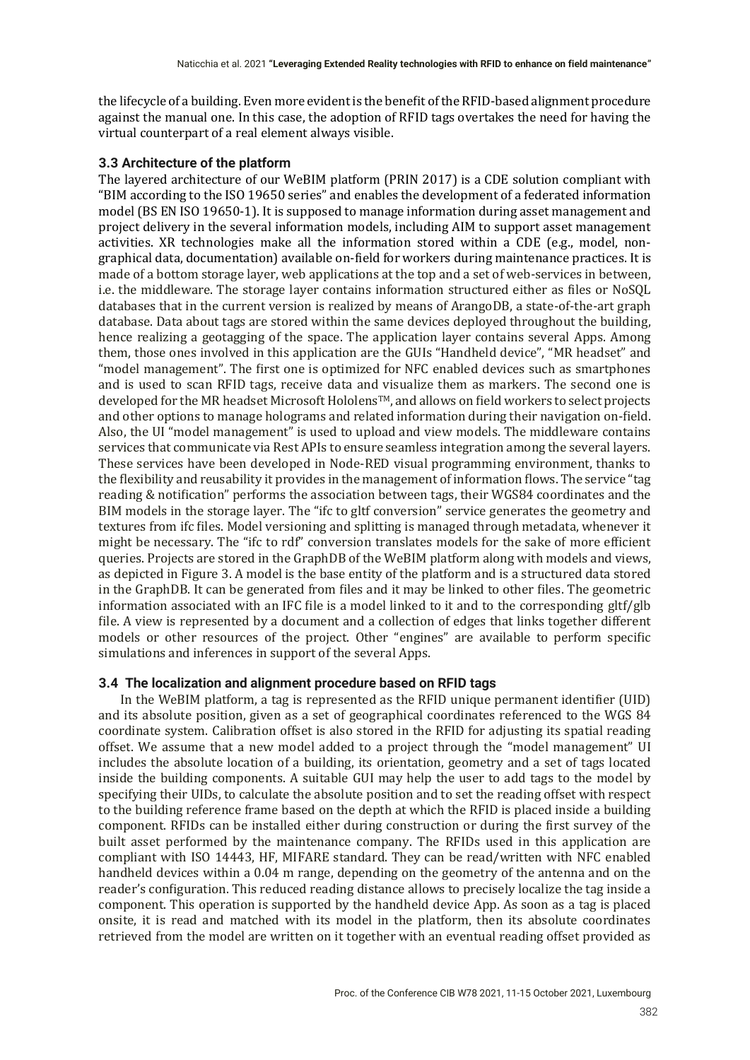the lifecycle of a building. Even more evident is the benefit of the RFID-based alignment procedure against the manual one. In this case, the adoption of RFID tags overtakes the need for having the virtual counterpart of a real element always visible.

### 3.3 Architecture of the platform

The layered architecture of our WeBIM platform (PRIN 2017) is a CDE solution compliant with "BIM according to the ISO 19650 series" and enables the development of a federated information model (BS EN ISO 19650-1). It is supposed to manage information during asset management and project delivery in the several information models, including AIM to support asset management activities. XR technologies make all the information stored within a CDE (e.g., model, non-graphical data, documentation) available on-field for workers during maintenance practices. It is made of a bottom storage layer, web applications at the top and a set of web-services in between, i.e. the middleware. The storage layer contains information structured either as files or NoSQL databases that in the current version is realized by means of ArangoDB, a state-of-the-art graph database. Data about tags are stored within the same devices deployed throughout the building, hence realizing a geotagging of the space. The application layer contains several Apps. Among them, those ones involved in this application are the GUIs "Handheld device", "MR headset" and "model management". The first one is optimized for NFC enabled devices such as smartphones and is used to scan RFID tags, receive data and visualize them as markers. The second one is developed for the MR headset Microsoft Hololens™, and allows on field workers to select projects and other options to manage holograms and related information during their navigation on-field. Also, the UI "model management" is used to upload and view models. The middleware contains services that communicate via Rest APIs to ensure seamless integration among the several layers. These services have been developed in Node-RED visual programming environment, thanks to the flexibility and reusability it provides in the management of information flows. The service "tag reading & notification" performs the association between tags, their WGS84 coordinates and the BIM models in the storage layer. The "ifc to gltf conversion" service generates the geometry and textures from ifc files. Model versioning and splitting is managed through metadata, whenever it might be necessary. The "ifc to rdf" conversion translates models for the sake of more efficient queries. Projects are stored in the GraphDB of the WeBIM platform along with models and views, as depicted in Figure 3. A model is the base entity of the platform and is a structured data stored in the GraphDB. It can be generated from files and it may be linked to other files. The geometric information associated with an IFC file is a model linked to it and to the corresponding gltf/glb file. A view is represented by a document and a collection of edges that links together different models or other resources of the project. Other "engines" are available to perform specific simulations and inferences in support of the several Apps.

### 3.4 The localization and alignment procedure based on RFID tags

In the WeBIM platform, a tag is represented as the RFID unique permanent identifier (UID) and its absolute position, given as a set of geographical coordinates referenced to the WGS 84 coordinate system. Calibration offset is also stored in the RFID for adjusting its spatial reading offset. We assume that a new model added to a project through the "model management" UI includes the absolute location of a building, its orientation, geometry and a set of tags located inside the building components. A suitable GUI may help the user to add tags to the model by specifying their UIDs, to calculate the absolute position and to set the reading offset with respect to the building reference frame based on the depth at which the RFID is placed inside a building component. RFIDs can be installed either during construction or during the first survey of the built asset performed by the maintenance company. The RFIDs used in this application are compliant with ISO 14443, HF, MIFARE standard. They can be read/written with NFC enabled handheld devices within a 0.04 m range, depending on the geometry of the antenna and on the reader's configuration. This reduced reading distance allows to precisely localize the tag inside a component. This operation is supported by the handheld device App. As soon as a tag is placed onsite, it is read and matched with its model in the platform, then its absolute coordinates retrieved from the model are written on it together with an eventual reading offset provided as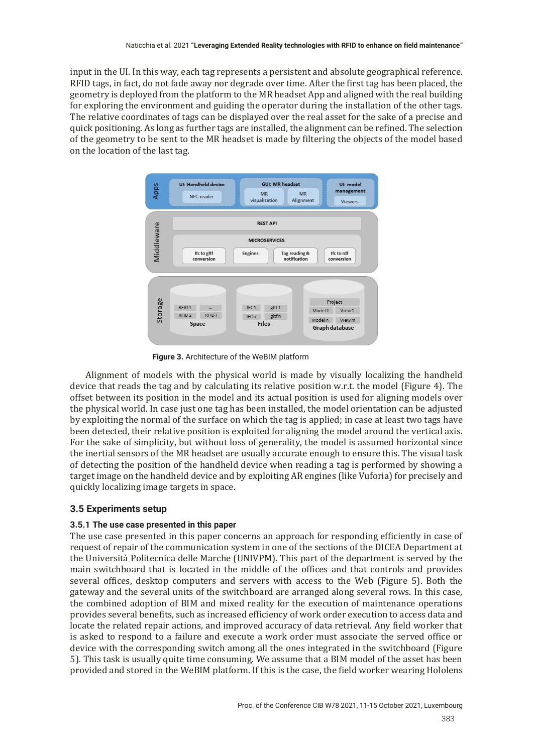input in the UI. In this way, each tag represents a persistent and absolute geographical reference. RFID tags, in fact, do not fade away nor degrade over time. After the first tag has been placed, the geometry is deployed from the platform to the MR headset App and aligned with the real building for exploring the environment and guiding the operator during the installation of the other tags. The relative coordinates of tags can be displayed over the real asset for the sake of a precise and quick positioning. As long as further tags are installed, the alignment can be refined. The selection of the geometry to be sent to the MR headset is made by filtering the objects of the model based on the location of the last tag.

**Figure 3.** Architecture of the WeBIM platform

Alignment of models with the physical world is made by visually localizing the handheld device that reads the tag and by calculating its relative position w.r.t. the model (Figure 4). The offset between its position in the model and its actual position is used for aligning models over the physical world. In case just one tag has been installed, the model orientation can be adjusted by exploiting the normal of the surface on which the tag is applied; in case at least two tags have been detected, their relative position is exploited for aligning the model around the vertical axis. For the sake of simplicity, but without loss of generality, the model is assumed horizontal since the inertial sensors of the MR headset are usually accurate enough to ensure this. The visual task of detecting the position of the handheld device when reading a tag is performed by showing a target image on the handheld device and by exploiting AR engines (like Vuforia) for precisely and quickly localizing image targets in space.

## 3.5 Experiments setup

### 3.5.1 The use case presented in this paper

The use case presented in this paper concerns an approach for responding efficiently in case of request of repair of the communication system in one of the sections of the DICEA Department at the Università Politecnica delle Marche (UNIVPM). This part of the department is served by the main switchboard that is located in the middle of the offices and that controls and provides several offices, desktop computers and servers with access to the Web (Figure 5). Both the gateway and the several units of the switchboard are arranged along several rows. In this case, the combined adoption of BIM and mixed reality for the execution of maintenance operations provides several benefits, such as increased efficiency of work order execution to access data and locate the related repair actions, and improved accuracy of data retrieval. Any field worker that is asked to respond to a failure and execute a work order must associate the served office or device with the corresponding switch among all the ones integrated in the switchboard (Figure 5). This task is usually quite time consuming. We assume that a BIM model of the asset has been provided and stored in the WeBIM platform. If this is the case, the field worker wearing Hololens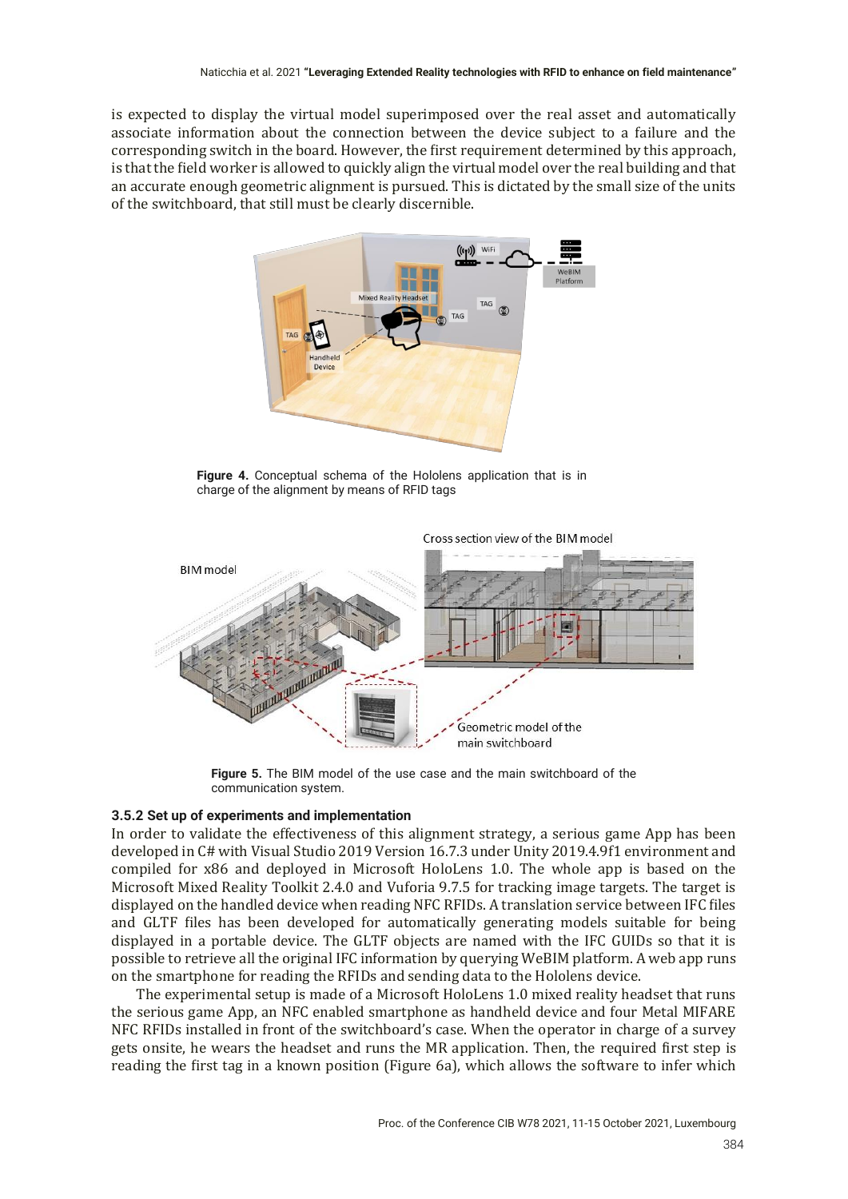is expected to display the virtual model superimposed over the real asset and automatically associate information about the connection between the device subject to a failure and the corresponding switch in the board. However, the first requirement determined by this approach, is that the field worker is allowed to quickly align the virtual model over the real building and that an accurate enough geometric alignment is pursued. This is dictated by the small size of the units of the switchboard, that still must be clearly discernible.

**Figure 4.** Conceptual schema of the Hololens application that is in charge of the alignment by means of RFID tags

**Figure 5.** The BIM model of the use case and the main switchboard of the communication system.

### 3.5.2 Set up of experiments and implementation

In order to validate the effectiveness of this alignment strategy, a serious game App has been developed in C# with Visual Studio 2019 Version 16.7.3 under Unity 2019.4.9f1 environment and compiled for x86 and deployed in Microsoft HoloLens 1.0. The whole app is based on the Microsoft Mixed Reality Toolkit 2.4.0 and Vuforia 9.7.5 for tracking image targets. The target is displayed on the handled device when reading NFC RFIDs. A translation service between IFC files and GLTF files has been developed for automatically generating models suitable for being displayed in a portable device. The GLTF objects are named with the IFC GUIDs so that it is possible to retrieve all the original IFC information by querying WeBIM platform. A web app runs on the smartphone for reading the RFIDs and sending data to the Hololens device.

The experimental setup is made of a Microsoft HoloLens 1.0 mixed reality headset that runs the serious game App, an NFC enabled smartphone as handheld device and four Metal MIFARE NFC RFIDs installed in front of the switchboard's case. When the operator in charge of a survey gets onsite, he wears the headset and runs the MR application. Then, the required first step is reading the first tag in a known position (Figure 6a), which allows the software to infer which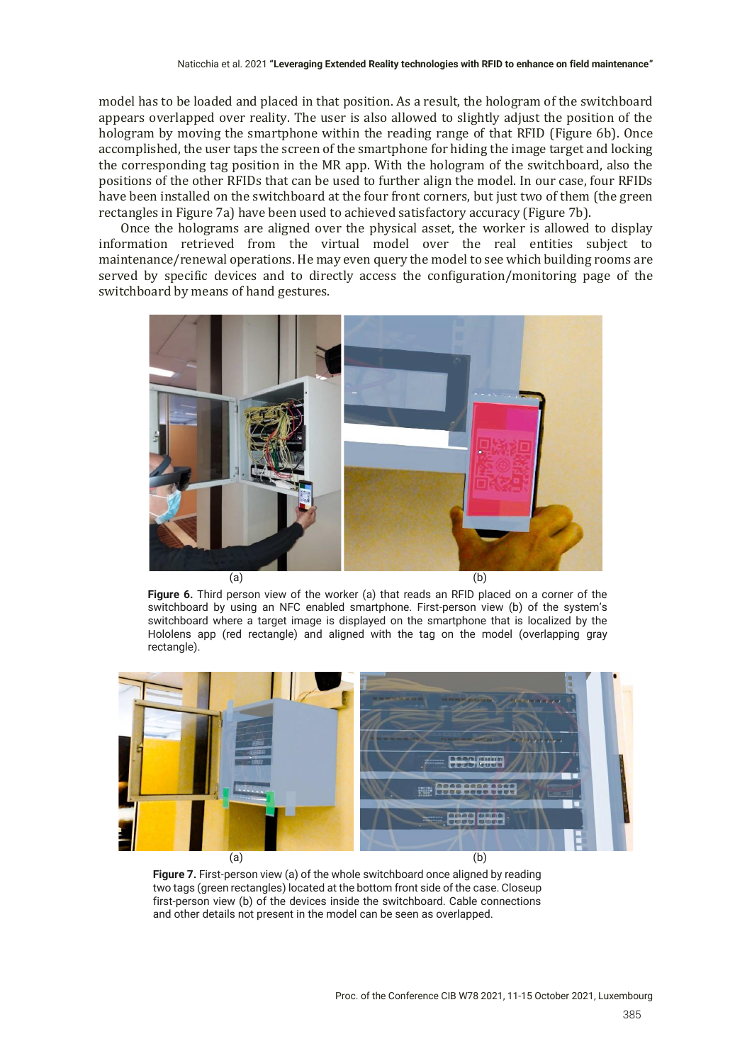model has to be loaded and placed in that position. As a result, the hologram of the switchboard appears overlapped over reality. The user is also allowed to slightly adjust the position of the hologram by moving the smartphone within the reading range of that RFID (Figure 6b). Once accomplished, the user taps the screen of the smartphone for hiding the image target and locking the corresponding tag position in the MR app. With the hologram of the switchboard, also the positions of the other RFIDs that can be used to further align the model. In our case, four RFIDs have been installed on the switchboard at the four front corners, but just two of them (the green rectangles in Figure 7a) have been used to achieved satisfactory accuracy (Figure 7b).

Once the holograms are aligned over the physical asset, the worker is allowed to display information retrieved from the virtual model over the real entities subject to maintenance/renewal operations. He may even query the model to see which building rooms are served by specific devices and to directly access the configuration/monitoring page of the switchboard by means of hand gestures.

(a) (b)

**Figure 6.** Third person view of the worker (a) that reads an RFID placed on a corner of the switchboard by using an NFC enabled smartphone. First-person view (b) of the system's switchboard where a target image is displayed on the smartphone that is localized by the Hololens app (red rectangle) and aligned with the tag on the model (overlapping gray rectangle).

(a) (b)

**Figure 7.** First-person view (a) of the whole switchboard once aligned by reading two tags (green rectangles) located at the bottom front side of the case. Closeup first-person view (b) of the devices inside the switchboard. Cable connections and other details not present in the model can be seen as overlapped.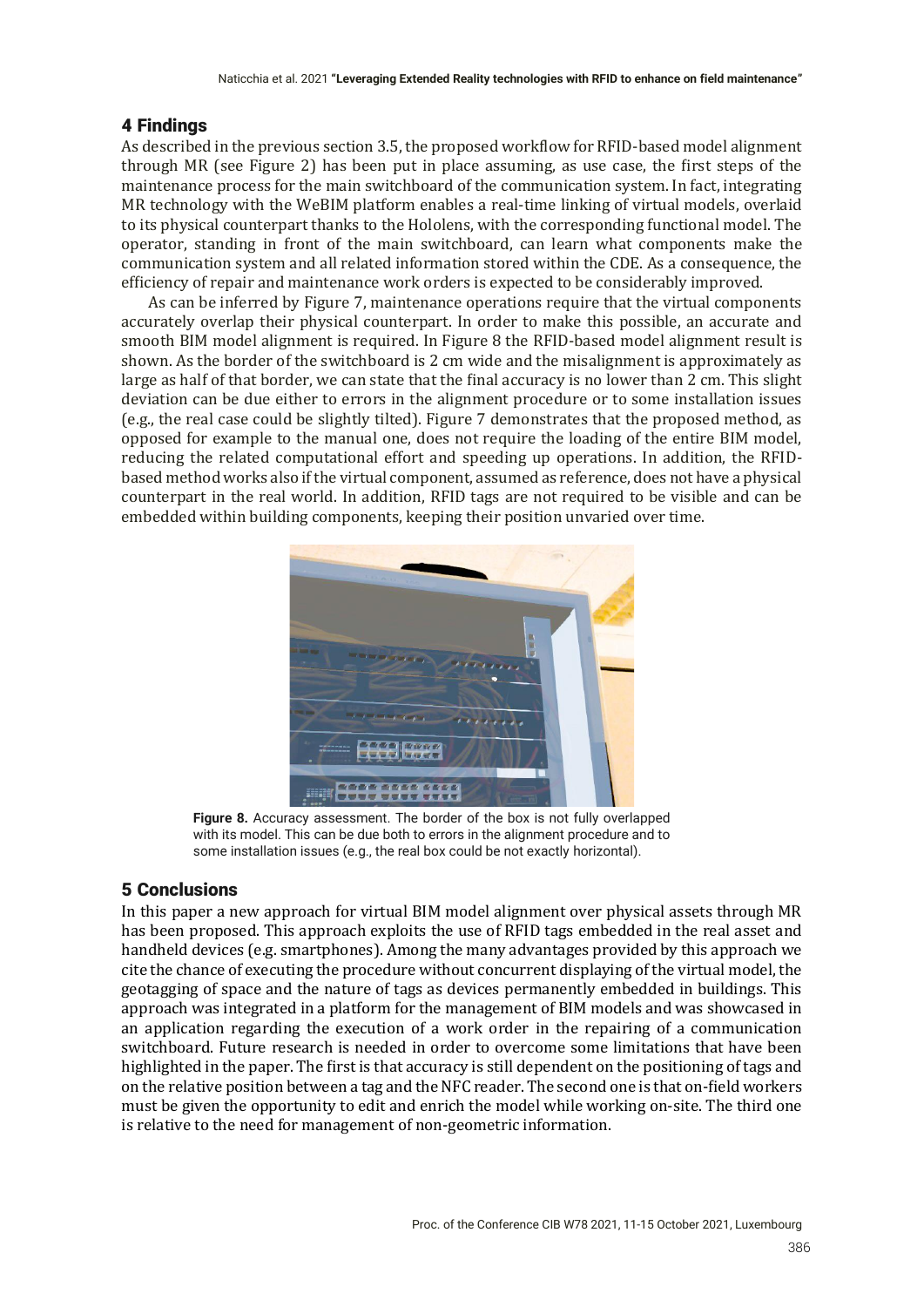## 4 Findings

As described in the previous section 3.5, the proposed workflow for RFID-based model alignment through MR (see Figure 2) has been put in place assuming, as use case, the first steps of the maintenance process for the main switchboard of the communication system. In fact, integrating MR technology with the WeBIM platform enables a real-time linking of virtual models, overlaid to its physical counterpart thanks to the Hololens, with the corresponding functional model. The operator, standing in front of the main switchboard, can learn what components make the communication system and all related information stored within the CDE. As a consequence, the efficiency of repair and maintenance work orders is expected to be considerably improved.

As can be inferred by Figure 7, maintenance operations require that the virtual components accurately overlap their physical counterpart. In order to make this possible, an accurate and smooth BIM model alignment is required. In Figure 8 the RFID-based model alignment result is shown. As the border of the switchboard is 2 cm wide and the misalignment is approximately as large as half of that border, we can state that the final accuracy is no lower than 2 cm. This slight deviation can be due either to errors in the alignment procedure or to some installation issues (e.g., the real case could be slightly tilted). Figure 7 demonstrates that the proposed method, as opposed for example to the manual one, does not require the loading of the entire BIM model, reducing the related computational effort and speeding up operations. In addition, the RFID-based method works also if the virtual component, assumed as reference, does not have a physical counterpart in the real world. In addition, RFID tags are not required to be visible and can be embedded within building components, keeping their position unvaried over time.

**Figure 8.** Accuracy assessment. The border of the box is not fully overlapped with its model. This can be due both to errors in the alignment procedure and to some installation issues (e.g., the real box could be not exactly horizontal).

## 5 Conclusions

In this paper a new approach for virtual BIM model alignment over physical assets through MR has been proposed. This approach exploits the use of RFID tags embedded in the real asset and handheld devices (e.g. smartphones). Among the many advantages provided by this approach we cite the chance of executing the procedure without concurrent displaying of the virtual model, the geotagging of space and the nature of tags as devices permanently embedded in buildings. This approach was integrated in a platform for the management of BIM models and was showcased in an application regarding the execution of a work order in the repairing of a communication switchboard. Future research is needed in order to overcome some limitations that have been highlighted in the paper. The first is that accuracy is still dependent on the positioning of tags and on the relative position between a tag and the NFC reader. The second one is that on-field workers must be given the opportunity to edit and enrich the model while working on-site. The third one is relative to the need for management of non-geometric information.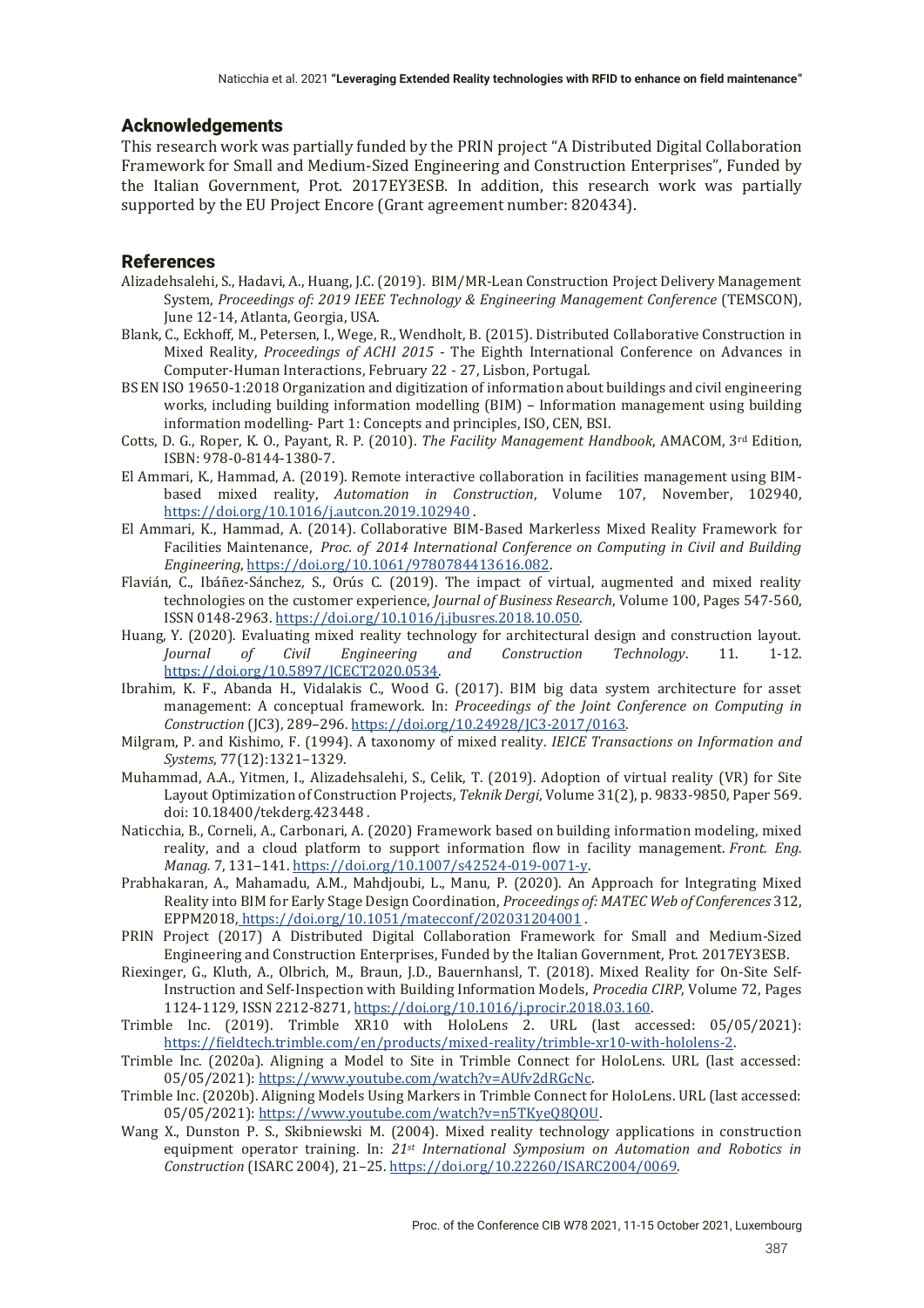## Acknowledgements

This research work was partially funded by the PRIN project "A Distributed Digital Collaboration Framework for Small and Medium-Sized Engineering and Construction Enterprises", Funded by the Italian Government, Prot. 2017EY3ESB. In addition, this research work was partially supported by the EU Project Encore (Grant agreement number: 820434).

## References

Alizadehsalehi, S., Hadavi, A., Huang, J.C. (2019). BIM/MR-Lean Construction Project Delivery Management System, *Proceedings of: 2019 IEEE Technology & Engineering Management Conference* (TEMSCON), June 12-14, Atlanta, Georgia, USA.

Blank, C., Eckhoff, M., Petersen, I., Wege, R., Wendholt, B. (2015). Distributed Collaborative Construction in Mixed Reality, *Proceedings of ACHI 2015* - The Eighth International Conference on Advances in Computer-Human Interactions, February 22 - 27, Lisbon, Portugal.

BS EN ISO 19650-1:2018 Organization and digitization of information about buildings and civil engineering works, including building information modelling (BIM) – Information management using building information modelling- Part 1: Concepts and principles, ISO, CEN, BSI.

Cotts, D. G., Roper, K. O., Payant, R. P. (2010). *The Facility Management Handbook*, AMACOM, 3rd Edition, ISBN: 978-0-8144-1380-7.

El Ammari, K., Hammad, A. (2019). Remote interactive collaboration in facilities management using BIM-based mixed reality, *Automation in Construction*, Volume 107, November, 102940, https://doi.org/10.1016/j.autcon.2019.102940 .

El Ammari, K., Hammad, A. (2014). Collaborative BIM-Based Markerless Mixed Reality Framework for Facilities Maintenance, *Proc. of 2014 International Conference on Computing in Civil and Building Engineering*, https://doi.org/10.1061/9780784413616.082.

Flavián, C., Ibáñez-Sánchez, S., Orús C. (2019). The impact of virtual, augmented and mixed reality technologies on the customer experience, *Journal of Business Research*, Volume 100, Pages 547-560, ISSN 0148-2963. https://doi.org/10.1016/j.jbusres.2018.10.050.

Huang, Y. (2020). Evaluating mixed reality technology for architectural design and construction layout. *Journal of Civil Engineering and Construction Technology*. 11. 1-12. https://doi.org/10.5897/JCECT2020.0534.

Ibrahim, K. F., Abanda H., Vidalakis C., Wood G. (2017). BIM big data system architecture for asset management: A conceptual framework. In: *Proceedings of the Joint Conference on Computing in Construction* (JC3), 289–296. https://doi.org/10.24928/JC3-2017/0163.

Milgram, P. and Kishimo, F. (1994). A taxonomy of mixed reality. *IEICE Transactions on Information and Systems*, 77(12):1321–1329.

Muhammad, A.A., Yitmen, I., Alizadehsalehi, S., Celik, T. (2019). Adoption of virtual reality (VR) for Site Layout Optimization of Construction Projects, *Teknik Dergi*, Volume 31(2), p. 9833-9850, Paper 569. doi: 10.18400/tekderg.423448 .

Naticchia, B., Corneli, A., Carbonari, A. (2020) Framework based on building information modeling, mixed reality, and a cloud platform to support information flow in facility management. *Front. Eng. Manag.* 7, 131–141. https://doi.org/10.1007/s42524-019-0071-y.

Prabhakaran, A., Mahamadu, A.M., Mahdjoubi, L., Manu, P. (2020). An Approach for Integrating Mixed Reality into BIM for Early Stage Design Coordination, *Proceedings of: MATEC Web of Conferences* 312, EPPM2018, https://doi.org/10.1051/matecconf/202031204001 .

PRIN Project (2017) A Distributed Digital Collaboration Framework for Small and Medium-Sized Engineering and Construction Enterprises, Funded by the Italian Government, Prot. 2017EY3ESB.

Riexinger, G., Kluth, A., Olbrich, M., Braun, J.D., Bauernhansl, T. (2018). Mixed Reality for On-Site Self-Instruction and Self-Inspection with Building Information Models, *Procedia CIRP*, Volume 72, Pages 1124-1129, ISSN 2212-8271, https://doi.org/10.1016/j.procir.2018.03.160.

Trimble Inc. (2019). Trimble XR10 with HoloLens 2. URL (last accessed: 05/05/2021): https://fieldtech.trimble.com/en/products/mixed-reality/trimble-xr10-with-hololens-2.

Trimble Inc. (2020a). Aligning a Model to Site in Trimble Connect for HoloLens. URL (last accessed: 05/05/2021): https://www.youtube.com/watch?v=AUfv2dRGcNc.

Trimble Inc. (2020b). Aligning Models Using Markers in Trimble Connect for HoloLens. URL (last accessed: 05/05/2021): https://www.youtube.com/watch?v=n5TKyeQ8QOU.

Wang X., Dunston P. S., Skibniewski M. (2004). Mixed reality technology applications in construction equipment operator training. In: *21st International Symposium on Automation and Robotics in Construction* (ISARC 2004), 21–25. https://doi.org/10.22260/ISARC2004/0069.